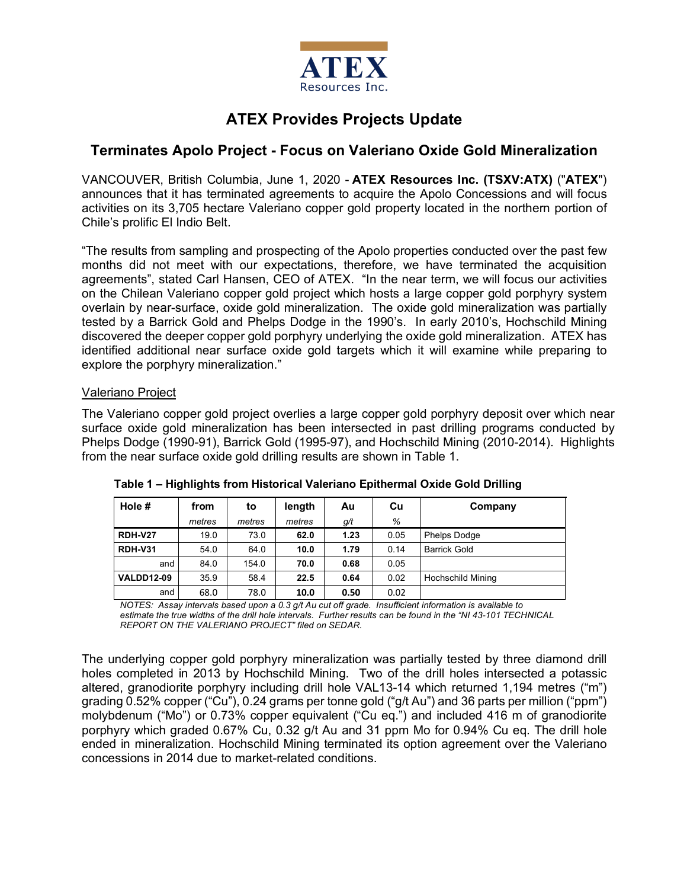ATEX Resources Inc.

# ATEX Provides Projects Update

## Terminates Apolo Project - Focus on Valeriano Oxide Gold Mineralization

VANCOUVER, British Columbia, June 1, 2020 - **ATEX Resources Inc. (TSXV:ATX)** ("**ATEX**") announces that it has terminated agreements to acquire the Apolo Concessions and will focus activities on its 3,705 hectare Valeriano copper gold property located in the northern portion of Chile's prolific El Indio Belt.

"The results from sampling and prospecting of the Apolo properties conducted over the past few months did not meet with our expectations, therefore, we have terminated the acquisition agreements", stated Carl Hansen, CEO of ATEX. "In the near term, we will focus our activities on the Chilean Valeriano copper gold project which hosts a large copper gold porphyry system overlain by near-surface, oxide gold mineralization. The oxide gold mineralization was partially tested by a Barrick Gold and Phelps Dodge in the 1990's. In early 2010's, Hochschild Mining discovered the deeper copper gold porphyry underlying the oxide gold mineralization. ATEX has identified additional near surface oxide gold targets which it will examine while preparing to explore the porphyry mineralization."

Valeriano Project

The Valeriano copper gold project overlies a large copper gold porphyry deposit over which near surface oxide gold mineralization has been intersected in past drilling programs conducted by Phelps Dodge (1990-91), Barrick Gold (1995-97), and Hochschild Mining (2010-2014). Highlights from the near surface oxide gold drilling results are shown in Table 1.

**Table 1 – Highlights from Historical Valeriano Epithermal Oxide Gold Drilling**

| Hole # | from | to | length | Au | Cu | Company |
|---|---|---|---|---|---|---|
| | *metres* | *metres* | *metres* | *g/t* | *%* | |
| **RDH-V27** | 19.0 | 73.0 | **62.0** | **1.23** | 0.05 | Phelps Dodge |
| **RDH-V31** | 54.0 | 64.0 | **10.0** | **1.79** | 0.14 | Barrick Gold |
| and | 84.0 | 154.0 | **70.0** | **0.68** | 0.05 | |
| **VALDD12-09** | 35.9 | 58.4 | **22.5** | **0.64** | 0.02 | Hochschild Mining |
| and | 68.0 | 78.0 | **10.0** | **0.50** | 0.02 | |

*NOTES: Assay intervals based upon a 0.3 g/t Au cut off grade. Insufficient information is available to estimate the true widths of the drill hole intervals. Further results can be found in the "NI 43-101 TECHNICAL REPORT ON THE VALERIANO PROJECT" filed on SEDAR.*

The underlying copper gold porphyry mineralization was partially tested by three diamond drill holes completed in 2013 by Hochschild Mining. Two of the drill holes intersected a potassic altered, granodiorite porphyry including drill hole VAL13-14 which returned 1,194 metres ("m") grading 0.52% copper ("Cu"), 0.24 grams per tonne gold ("g/t Au") and 36 parts per million ("ppm") molybdenum ("Mo") or 0.73% copper equivalent ("Cu eq.") and included 416 m of granodiorite porphyry which graded 0.67% Cu, 0.32 g/t Au and 31 ppm Mo for 0.94% Cu eq. The drill hole ended in mineralization. Hochschild Mining terminated its option agreement over the Valeriano concessions in 2014 due to market-related conditions.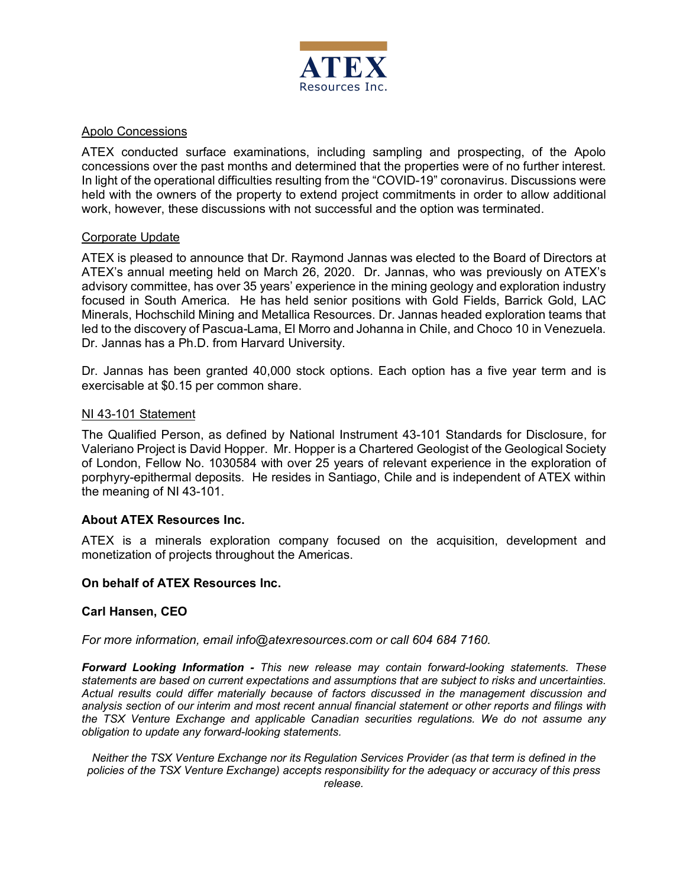ATEX Resources Inc.

Apolo Concessions

ATEX conducted surface examinations, including sampling and prospecting, of the Apolo concessions over the past months and determined that the properties were of no further interest. In light of the operational difficulties resulting from the "COVID-19" coronavirus. Discussions were held with the owners of the property to extend project commitments in order to allow additional work, however, these discussions with not successful and the option was terminated.

Corporate Update

ATEX is pleased to announce that Dr. Raymond Jannas was elected to the Board of Directors at ATEX's annual meeting held on March 26, 2020. Dr. Jannas, who was previously on ATEX's advisory committee, has over 35 years' experience in the mining geology and exploration industry focused in South America. He has held senior positions with Gold Fields, Barrick Gold, LAC Minerals, Hochschild Mining and Metallica Resources. Dr. Jannas headed exploration teams that led to the discovery of Pascua-Lama, El Morro and Johanna in Chile, and Choco 10 in Venezuela. Dr. Jannas has a Ph.D. from Harvard University.

Dr. Jannas has been granted 40,000 stock options. Each option has a five year term and is exercisable at $0.15 per common share.

NI 43-101 Statement

The Qualified Person, as defined by National Instrument 43-101 Standards for Disclosure, for Valeriano Project is David Hopper. Mr. Hopper is a Chartered Geologist of the Geological Society of London, Fellow No. 1030584 with over 25 years of relevant experience in the exploration of porphyry-epithermal deposits. He resides in Santiago, Chile and is independent of ATEX within the meaning of NI 43-101.

**About ATEX Resources Inc.**

ATEX is a minerals exploration company focused on the acquisition, development and monetization of projects throughout the Americas.

**On behalf of ATEX Resources Inc.**

**Carl Hansen, CEO**

*For more information, email info@atexresources.com or call 604 684 7160.*

***Forward Looking Information -*** *This new release may contain forward-looking statements. These statements are based on current expectations and assumptions that are subject to risks and uncertainties. Actual results could differ materially because of factors discussed in the management discussion and analysis section of our interim and most recent annual financial statement or other reports and filings with the TSX Venture Exchange and applicable Canadian securities regulations. We do not assume any obligation to update any forward-looking statements.*

*Neither the TSX Venture Exchange nor its Regulation Services Provider (as that term is defined in the policies of the TSX Venture Exchange) accepts responsibility for the adequacy or accuracy of this press release.*